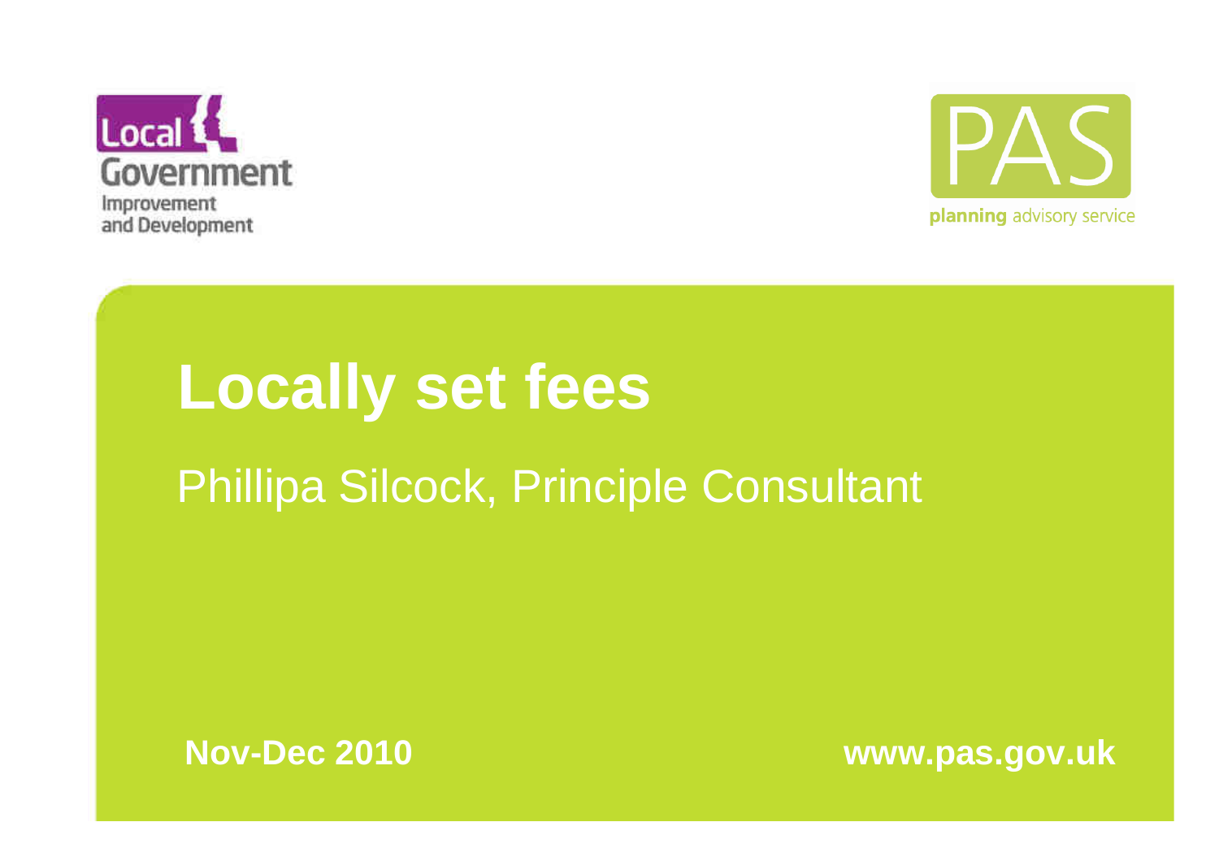Local Government Improvement and Development

PAS planning advisory service

# Locally set fees

Phillipa Silcock, Principle Consultant

**Nov-Dec 2010**

**www.pas.gov.uk**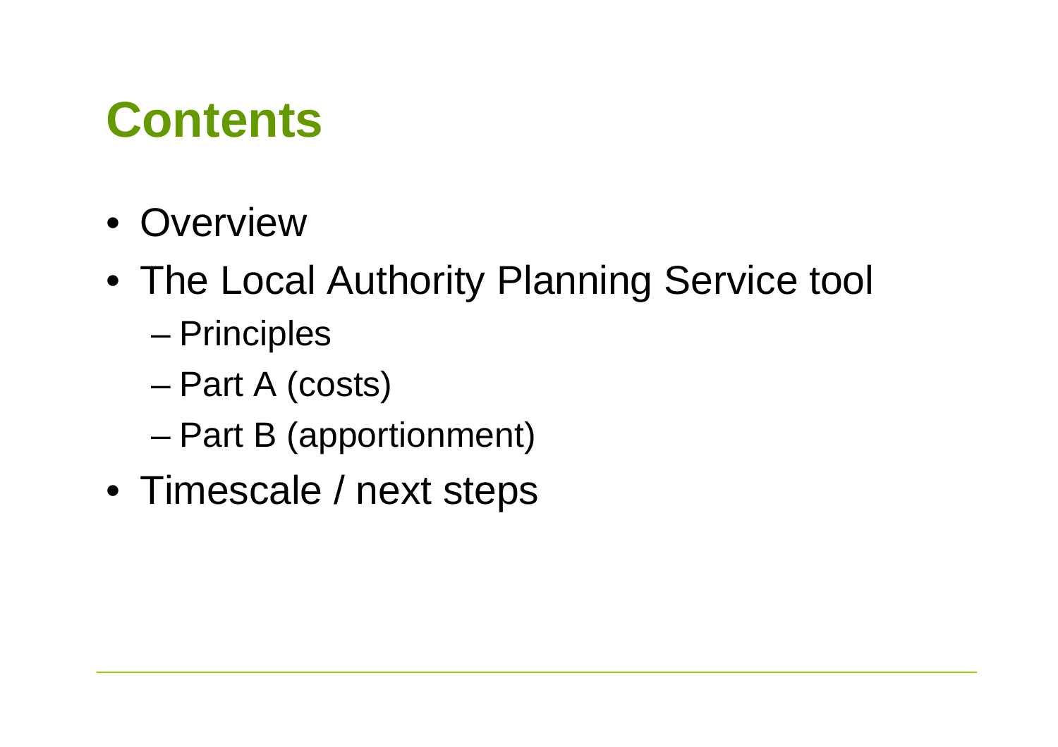# Contents

- Overview
- The Local Authority Planning Service tool
  - Principles
  - Part A (costs)
  - Part B (apportionment)
- Timescale / next steps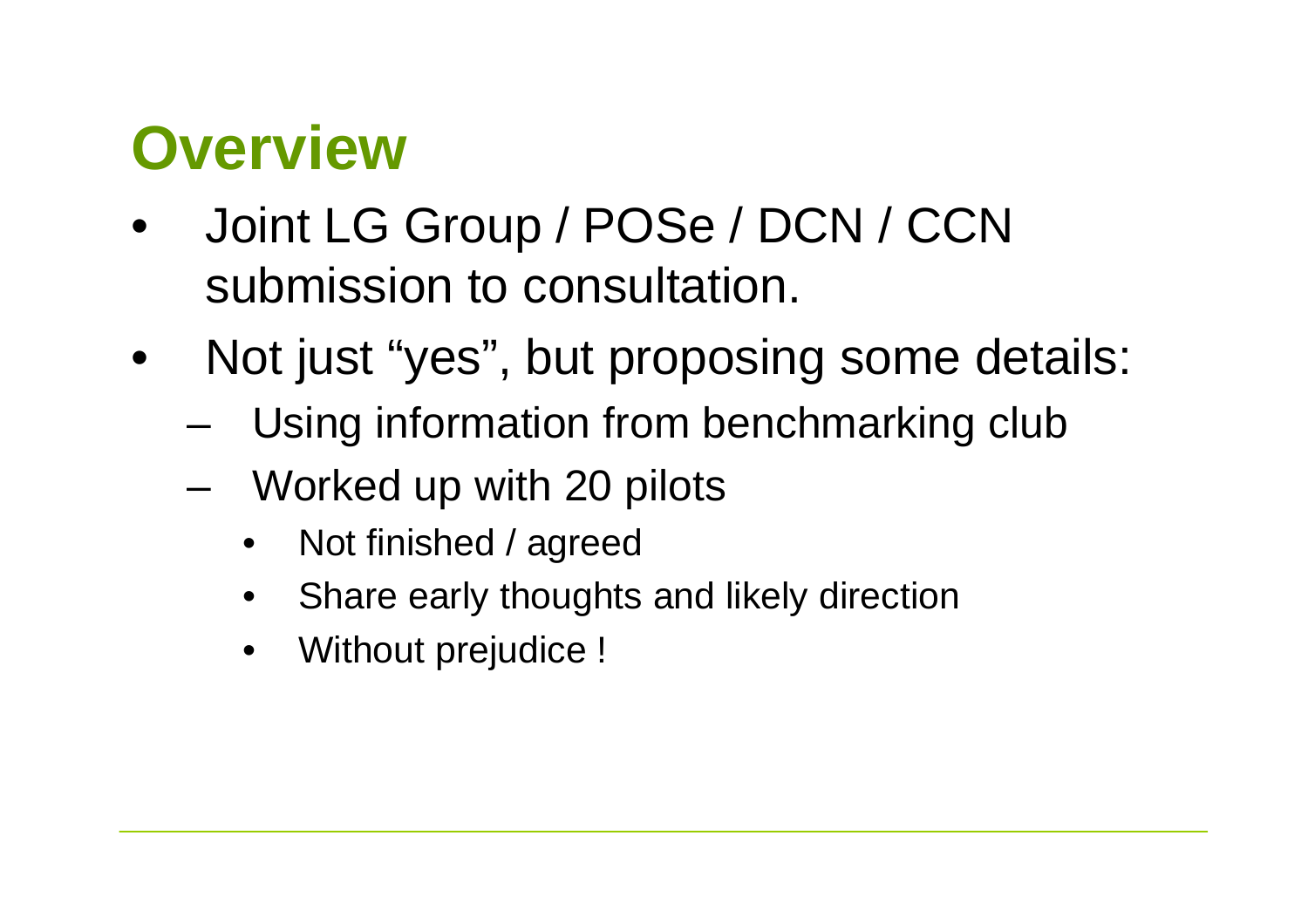# Overview

- Joint LG Group / POSe / DCN / CCN submission to consultation.
- Not just "yes", but proposing some details:
  - Using information from benchmarking club
  - Worked up with 20 pilots
    - Not finished / agreed
    - Share early thoughts and likely direction
    - Without prejudice !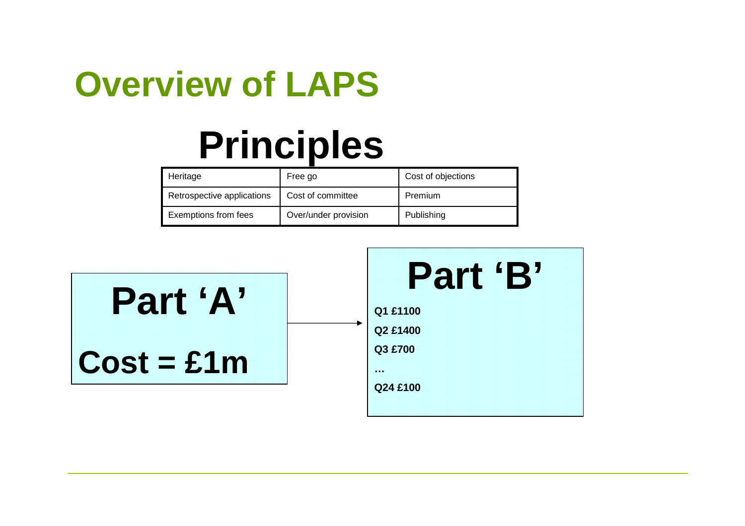# Overview of LAPS

## Principles

| Heritage | Free go | Cost of objections |
|---|---|---|
| Retrospective applications | Cost of committee | Premium |
| Exemptions from fees | Over/under provision | Publishing |

**Part 'A'**

**Cost = £1m**

→

**Part 'B'**

**Q1 £1100**

**Q2 £1400**

**Q3 £700**

**…**

**Q24 £100**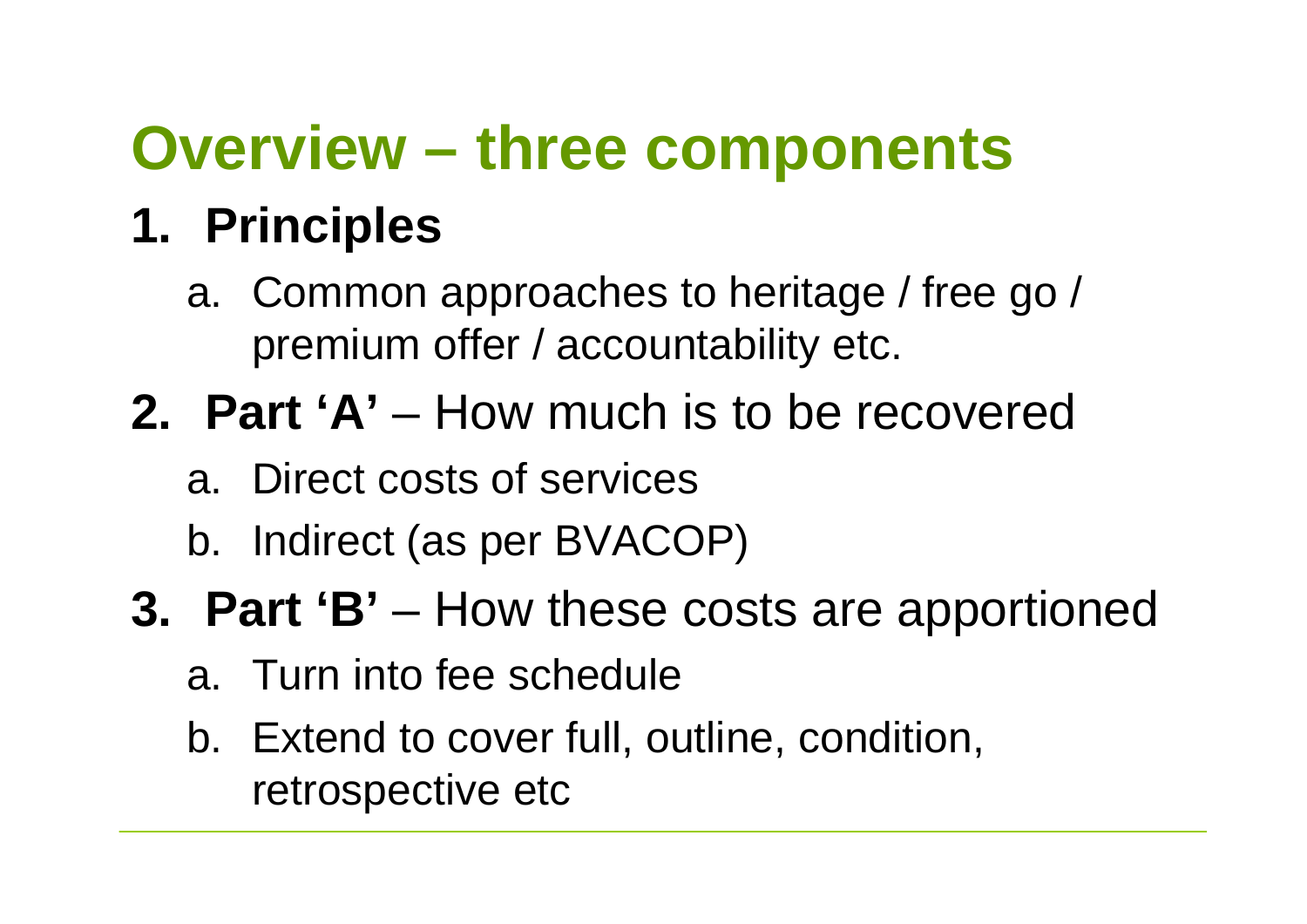# Overview – three components

1. **Principles**
   a. Common approaches to heritage / free go / premium offer / accountability etc.
2. **Part 'A'** – How much is to be recovered
   a. Direct costs of services
   b. Indirect (as per BVACOP)
3. **Part 'B'** – How these costs are apportioned
   a. Turn into fee schedule
   b. Extend to cover full, outline, condition, retrospective etc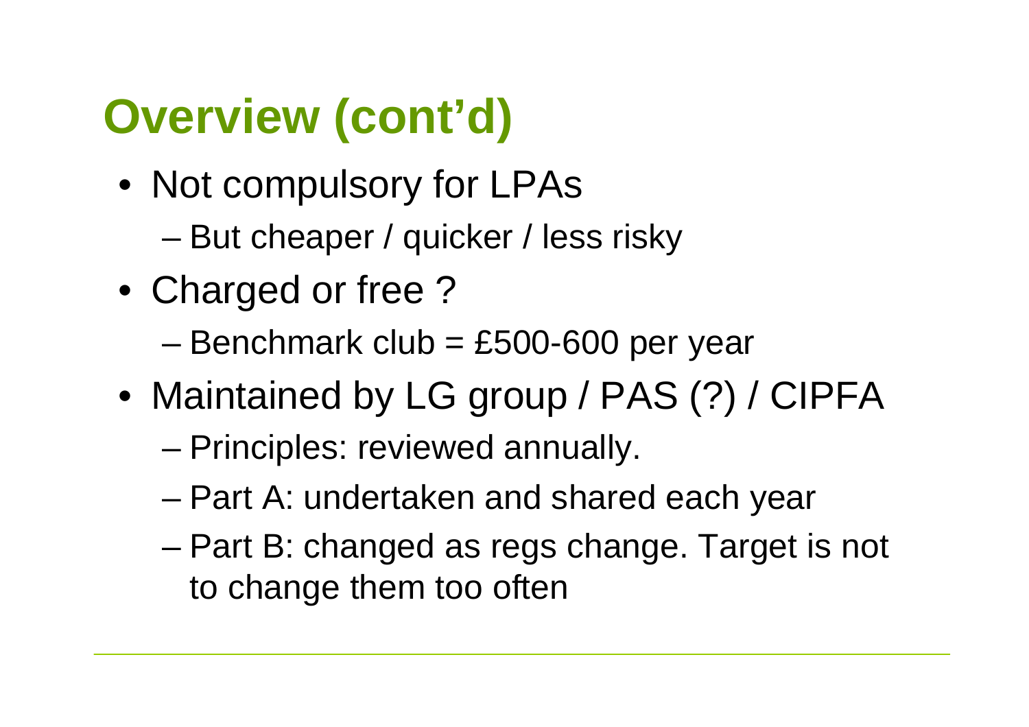# Overview (cont'd)

- Not compulsory for LPAs
  - But cheaper / quicker / less risky
- Charged or free ?
  - Benchmark club = £500-600 per year
- Maintained by LG group / PAS (?) / CIPFA
  - Principles: reviewed annually.
  - Part A: undertaken and shared each year
  - Part B: changed as regs change. Target is not to change them too often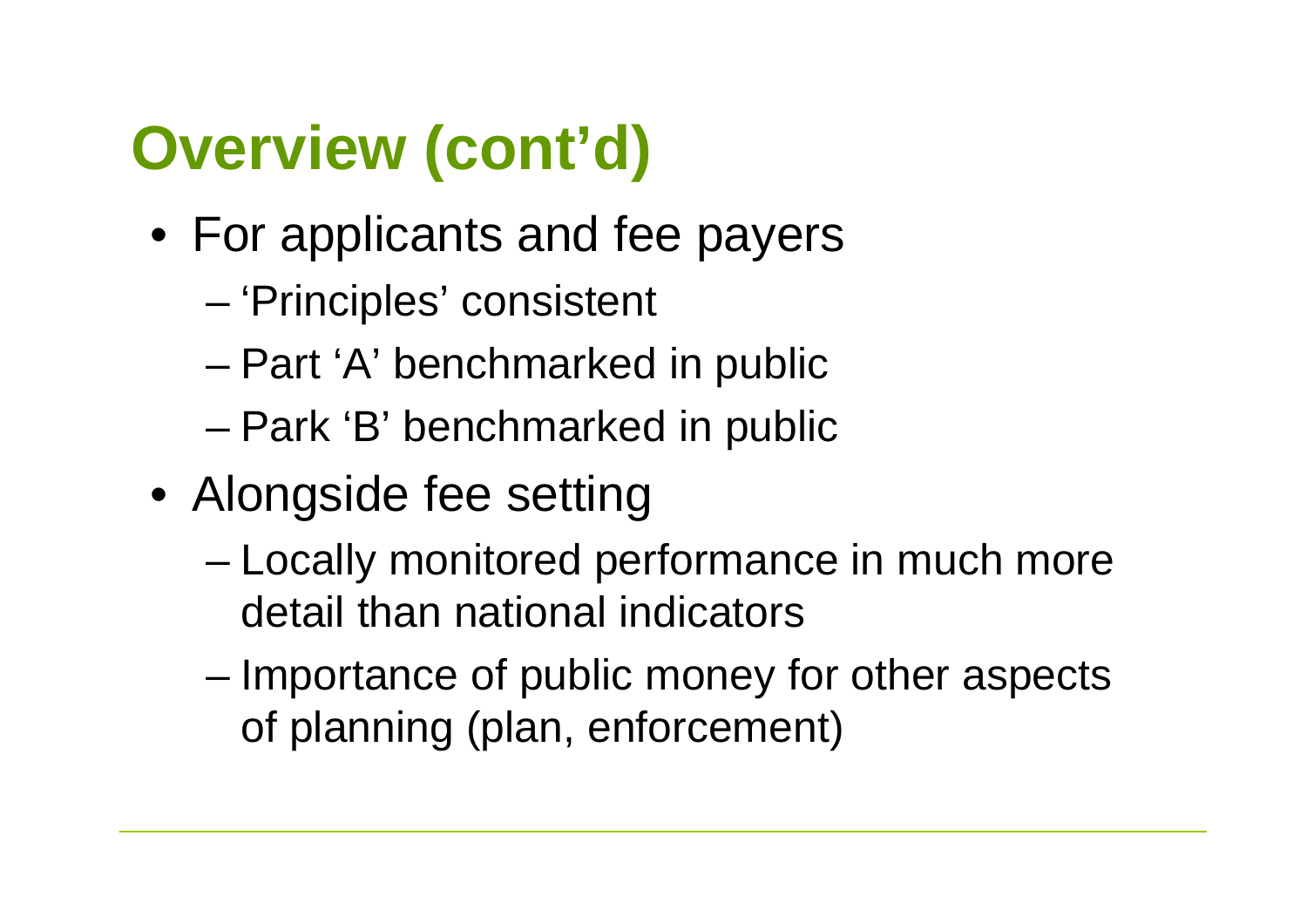# Overview (cont'd)

- For applicants and fee payers
  - 'Principles' consistent
  - Part 'A' benchmarked in public
  - Park 'B' benchmarked in public
- Alongside fee setting
  - Locally monitored performance in much more detail than national indicators
  - Importance of public money for other aspects of planning (plan, enforcement)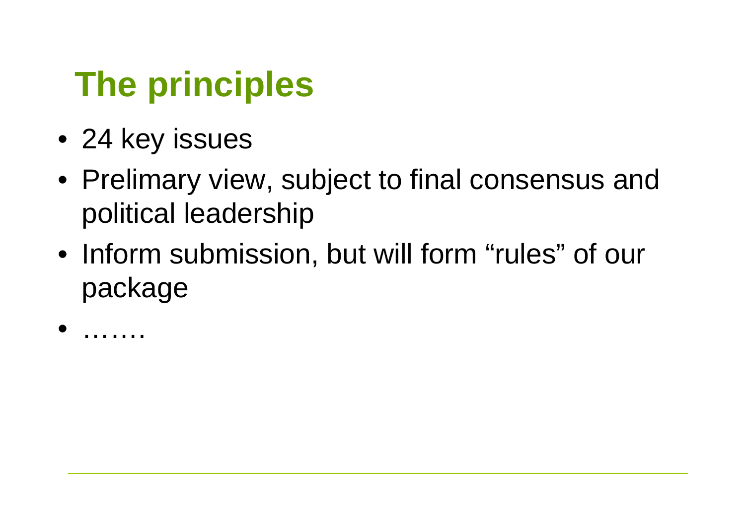# The principles

- 24 key issues
- Prelimary view, subject to final consensus and political leadership
- Inform submission, but will form “rules” of our package
- …….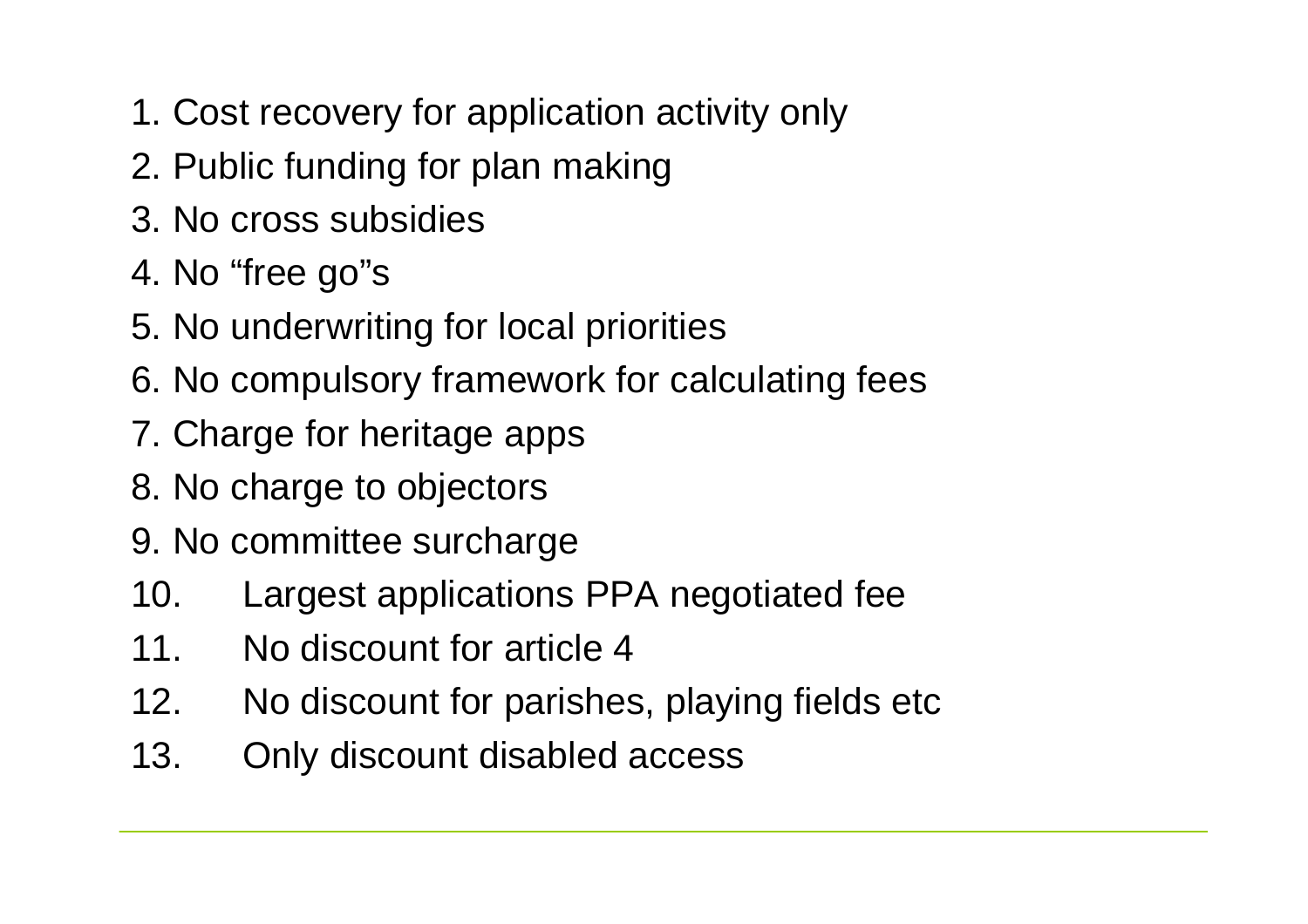1. Cost recovery for application activity only
2. Public funding for plan making
3. No cross subsidies
4. No "free go"s
5. No underwriting for local priorities
6. No compulsory framework for calculating fees
7. Charge for heritage apps
8. No charge to objectors
9. No committee surcharge
10. Largest applications PPA negotiated fee
11. No discount for article 4
12. No discount for parishes, playing fields etc
13. Only discount disabled access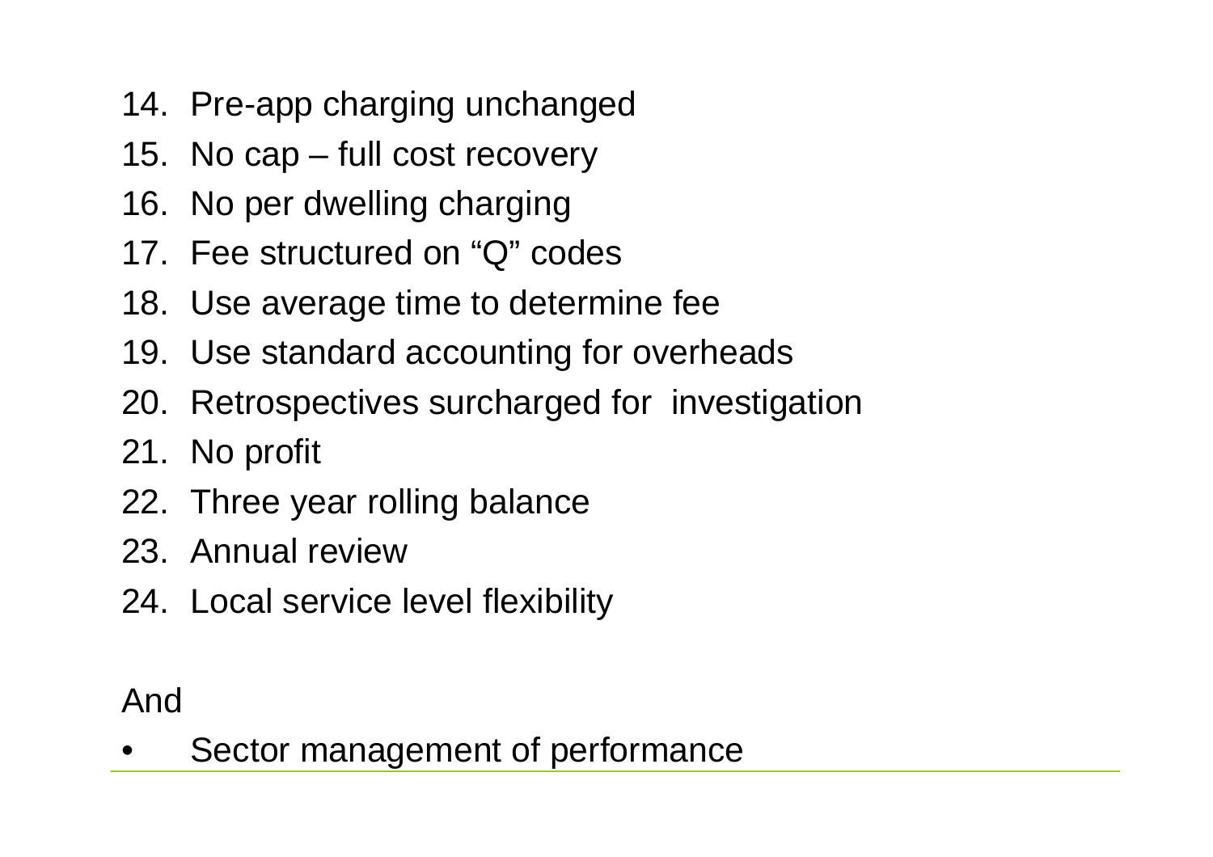14. Pre-app charging unchanged
15. No cap – full cost recovery
16. No per dwelling charging
17. Fee structured on "Q" codes
18. Use average time to determine fee
19. Use standard accounting for overheads
20. Retrospectives surcharged for investigation
21. No profit
22. Three year rolling balance
23. Annual review
24. Local service level flexibility

And

- Sector management of performance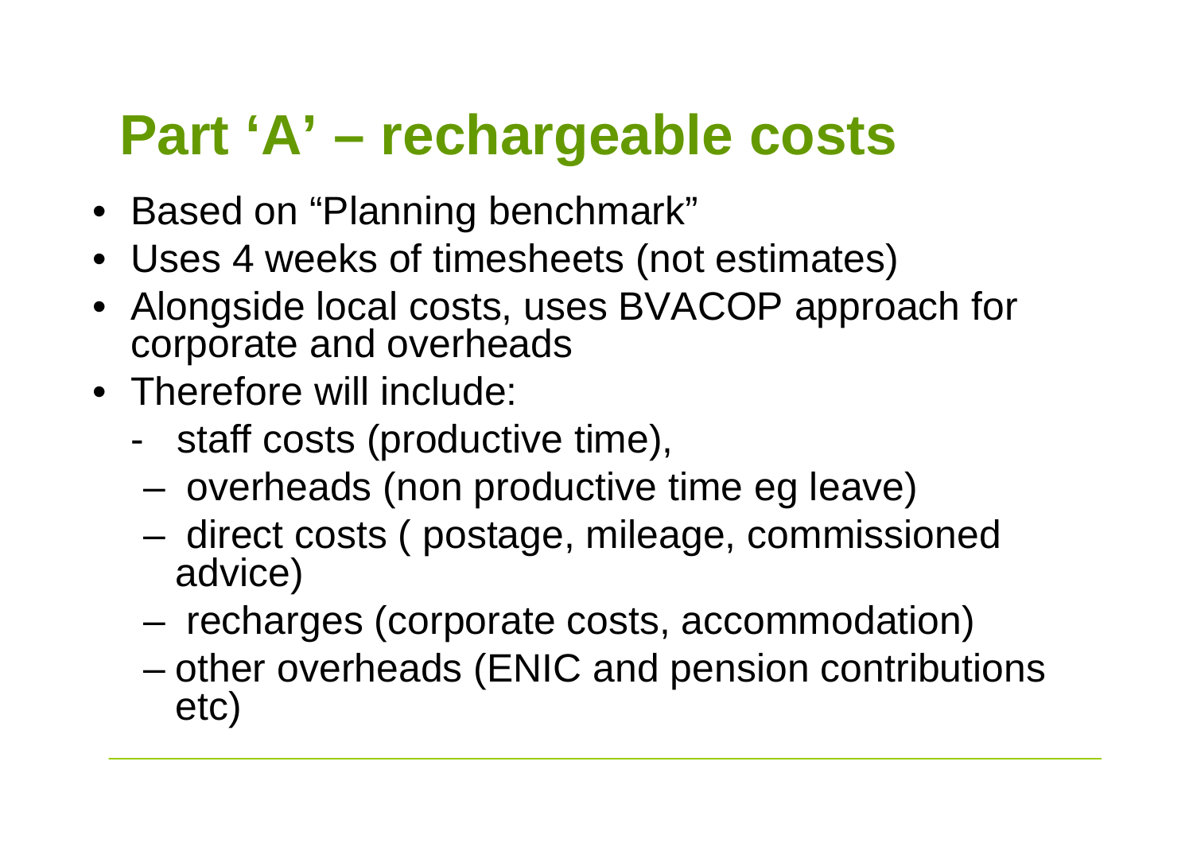# Part 'A' – rechargeable costs

- Based on "Planning benchmark"
- Uses 4 weeks of timesheets (not estimates)
- Alongside local costs, uses BVACOP approach for corporate and overheads
- Therefore will include:
  - staff costs (productive time),
  - overheads (non productive time eg leave)
  - direct costs ( postage, mileage, commissioned advice)
  - recharges (corporate costs, accommodation)
  - other overheads (ENIC and pension contributions etc)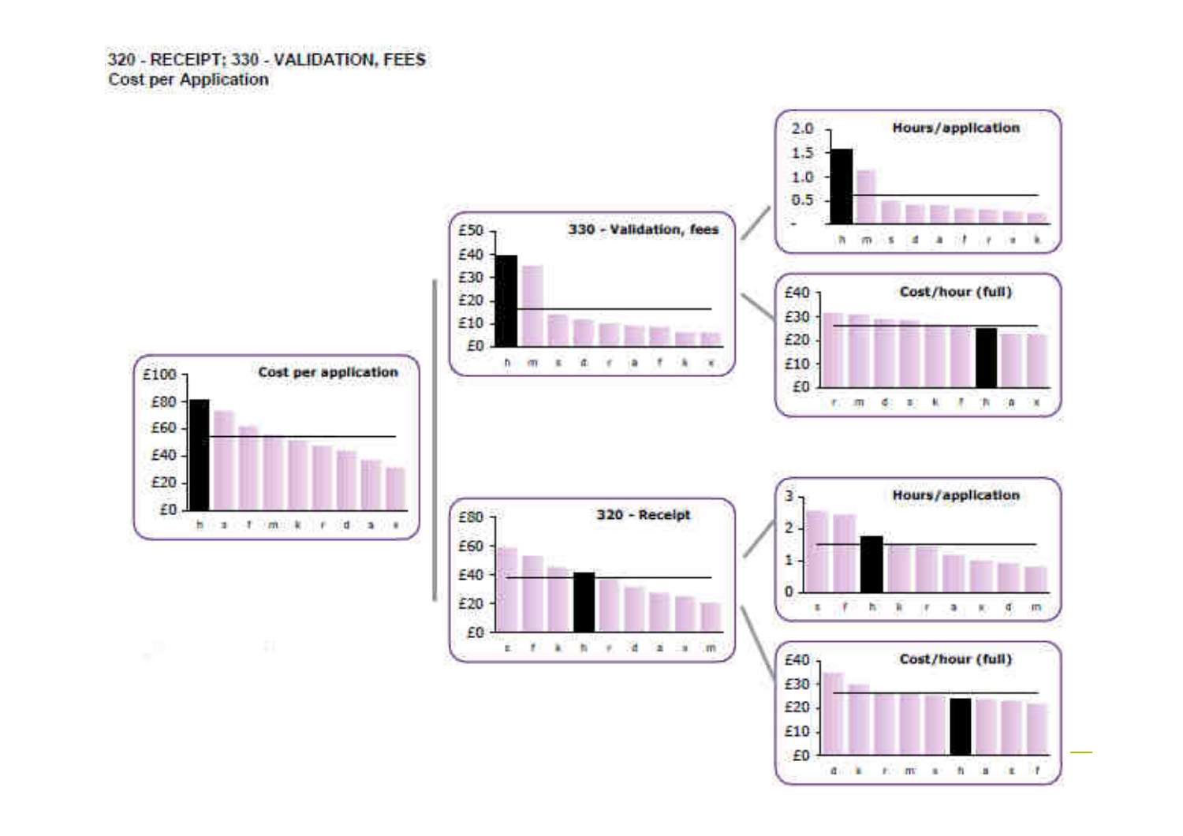320 - RECEIPT; 330 - VALIDATION, FEES
Cost per Application

Cost per application

£100
£80
£60
£40
£20
£0

h s f m k r d a x

330 - Validation, fees

£50
£40
£30
£20
£10
£0

h m s d r a f k x

Hours/application

2.0
1.5
1.0
0.5
-

h m s d a f r x k

Cost/hour (full)

£40
£30
£20
£10
£0

r m d s k f h a x

320 - Receipt

£80
£60
£40
£20
£0

s f k h r d a x m

Hours/application

3
2
1
0

s f h k r a x d m

Cost/hour (full)

£40
£30
£20
£10
£0

d k r m x h a s f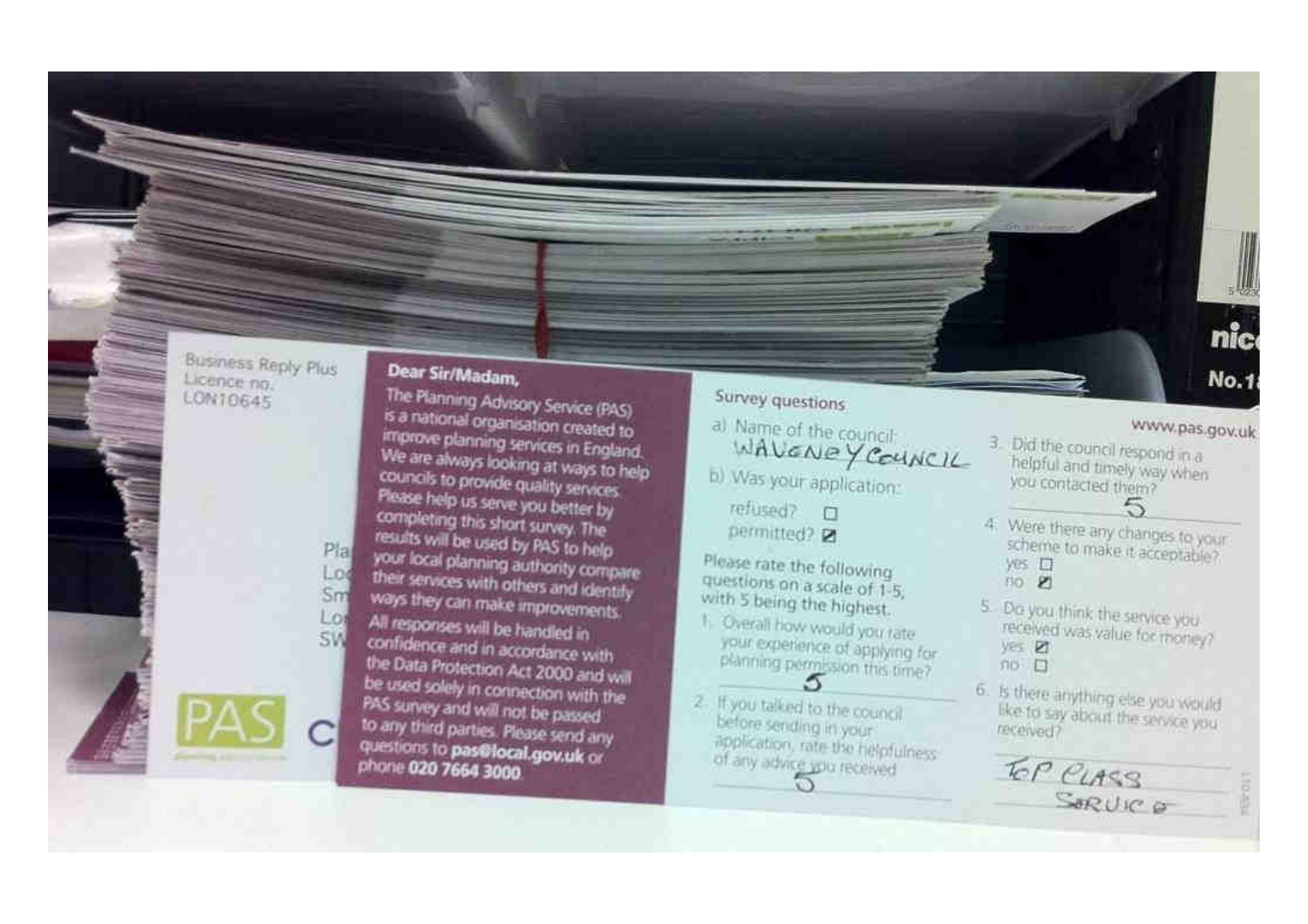Business Reply Plus
Licence no.
LON10645

**Dear Sir/Madam,**

The Planning Advisory Service (PAS) is a national organisation created to improve planning services in England. We are always looking at ways to help councils to provide quality services. Please help us serve you better by completing this short survey. The results will be used by PAS to help your local planning authority compare their services with others and identify ways they can make improvements.

All responses will be handled in confidence and in accordance with the Data Protection Act 2000 and will be used solely in connection with the PAS survey and will not be passed to any third parties. Please send any questions to **pas@local.gov.uk** or phone **020 7664 3000**.

PAS

**Survey questions**

www.pas.gov.uk

a) Name of the council: WAVENEY COUNCIL

b) Was your application:

- refused? ☐
- permitted? ☒

**Please rate the following questions on a scale of 1-5, with 5 being the highest.**

1. Overall how would you rate your experience of applying for planning permission this time? 5
2. If you talked to the council before sending in your application, rate the helpfulness of any advice you received 5
3. Did the council respond in a helpful and timely way when you contacted them? 5
4. Were there any changes to your scheme to make it acceptable?
   - yes ☐
   - no ☒
5. Do you think the service you received was value for money?
   - yes ☒
   - no ☐
6. Is there anything else you would like to say about the service you received?

   TOP CLASS SERVICE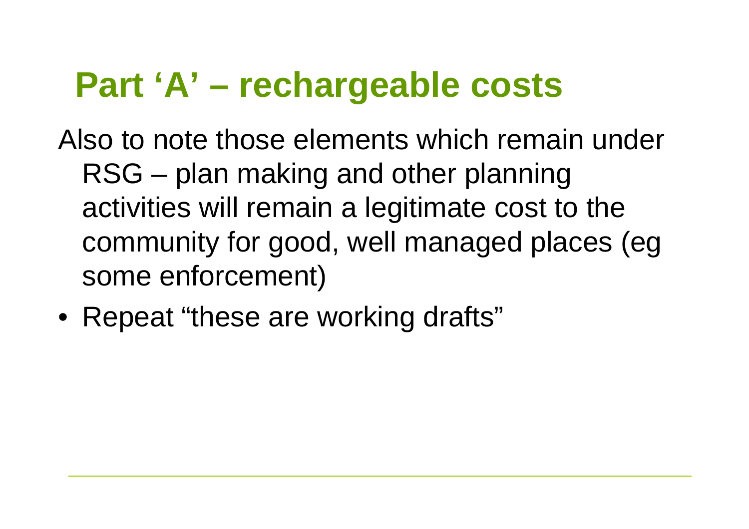# Part ‘A’ – rechargeable costs

Also to note those elements which remain under RSG – plan making and other planning activities will remain a legitimate cost to the community for good, well managed places (eg some enforcement)

- Repeat “these are working drafts”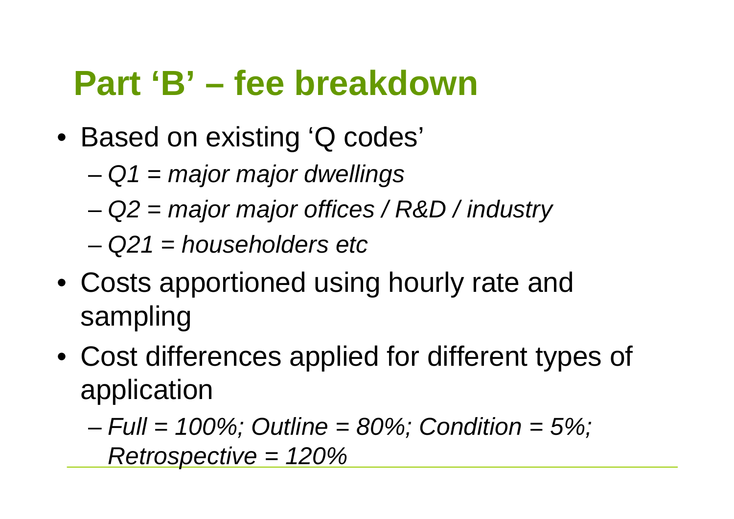# Part 'B' – fee breakdown

- Based on existing 'Q codes'
  - *Q1 = major major dwellings*
  - *Q2 = major major offices / R&D / industry*
  - *Q21 = householders etc*
- Costs apportioned using hourly rate and sampling
- Cost differences applied for different types of application
  - *Full = 100%; Outline = 80%; Condition = 5%; Retrospective = 120%*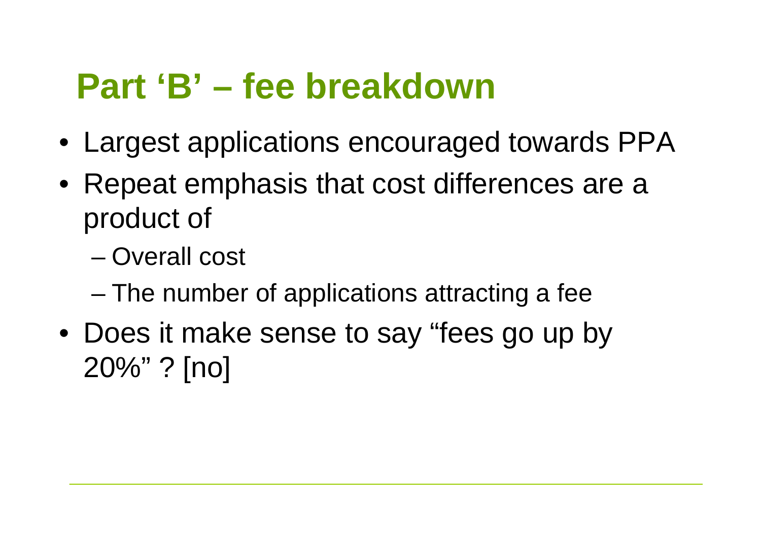# Part ‘B’ – fee breakdown

- Largest applications encouraged towards PPA
- Repeat emphasis that cost differences are a product of
  - Overall cost
  - The number of applications attracting a fee
- Does it make sense to say “fees go up by 20%” ? [no]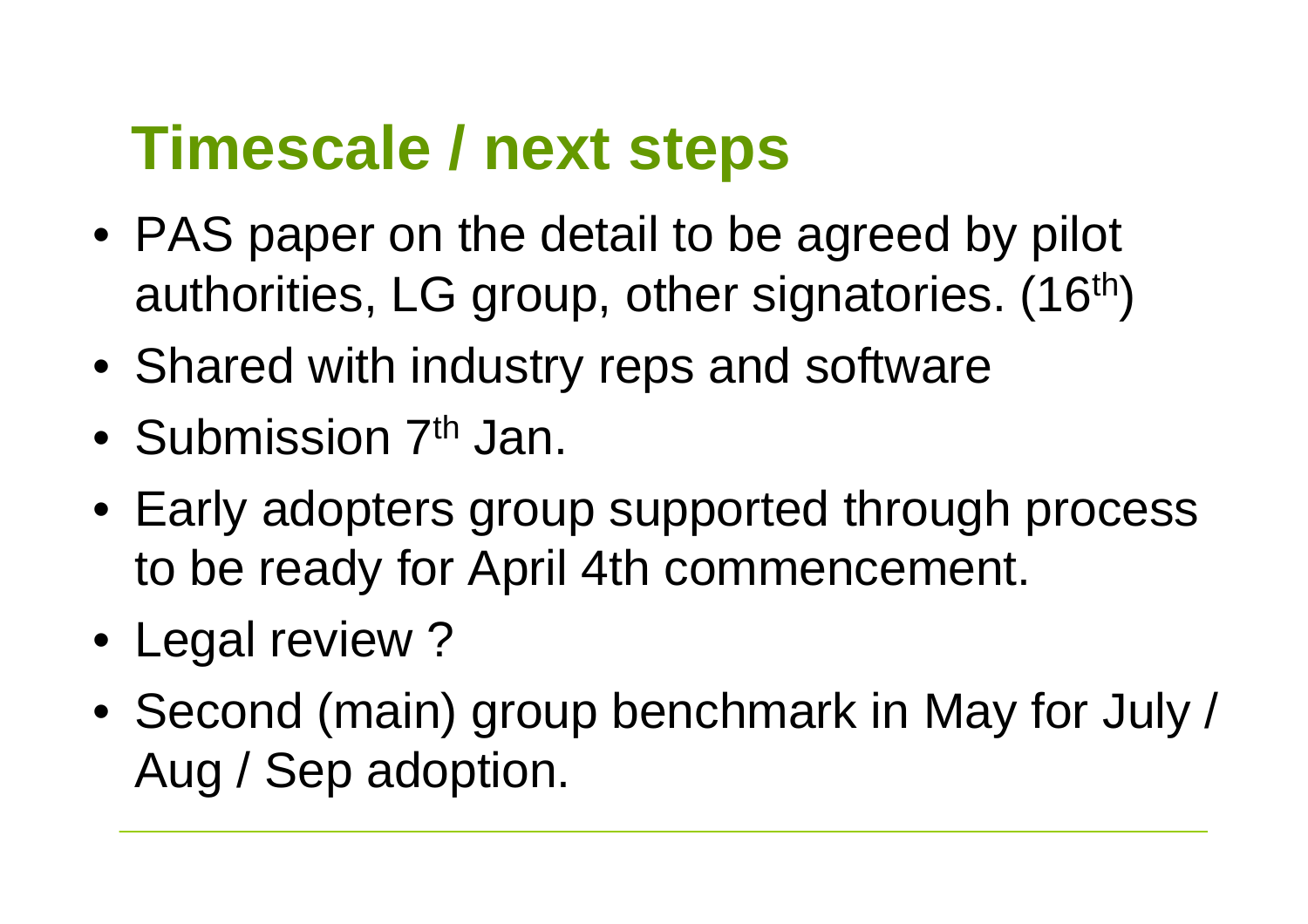# Timescale / next steps

- PAS paper on the detail to be agreed by pilot authorities, LG group, other signatories. (16th)
- Shared with industry reps and software
- Submission 7th Jan.
- Early adopters group supported through process to be ready for April 4th commencement.
- Legal review ?
- Second (main) group benchmark in May for July / Aug / Sep adoption.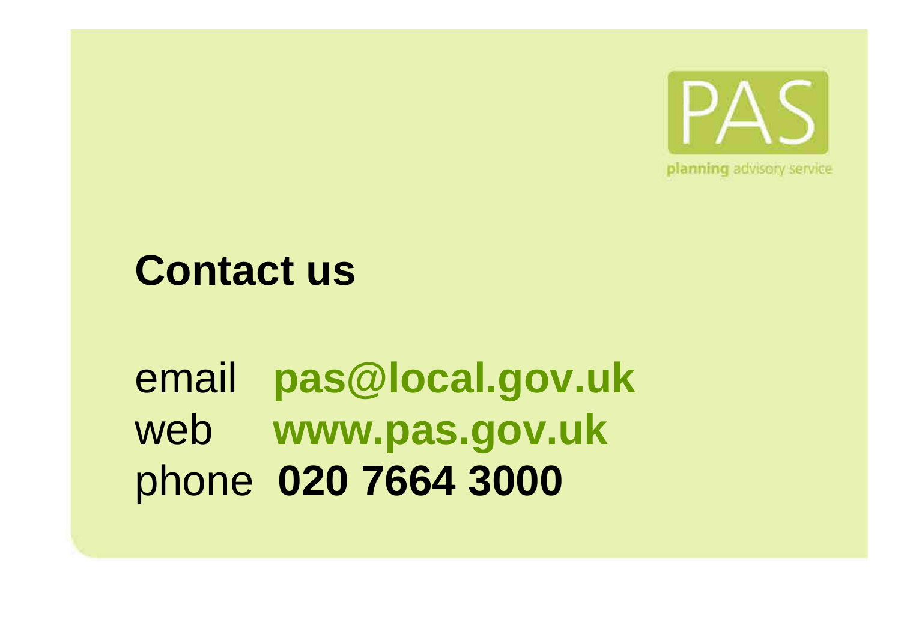PAS

planning advisory service

## Contact us

email **pas@local.gov.uk**
web **www.pas.gov.uk**
phone **020 7664 3000**